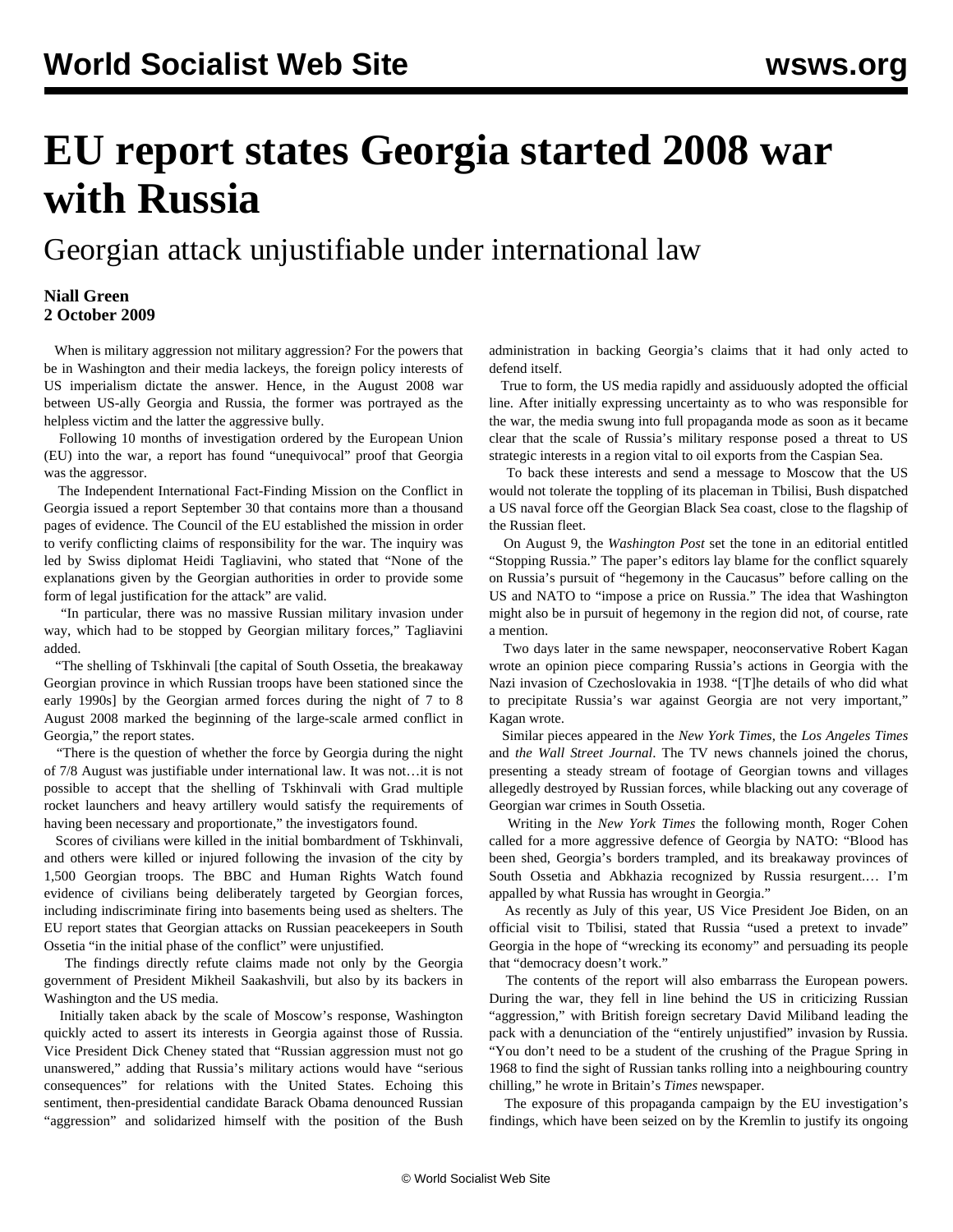# EU report states Georgia started 2008 war with Russia

## Georgian attack unjustifiable under international law

**Niall Green**
**2 October 2009**

When is military aggression not military aggression? For the powers that be in Washington and their media lackeys, the foreign policy interests of US imperialism dictate the answer. Hence, in the August 2008 war between US-ally Georgia and Russia, the former was portrayed as the helpless victim and the latter the aggressive bully.

Following 10 months of investigation ordered by the European Union (EU) into the war, a report has found "unequivocal" proof that Georgia was the aggressor.

The Independent International Fact-Finding Mission on the Conflict in Georgia issued a report September 30 that contains more than a thousand pages of evidence. The Council of the EU established the mission in order to verify conflicting claims of responsibility for the war. The inquiry was led by Swiss diplomat Heidi Tagliavini, who stated that "None of the explanations given by the Georgian authorities in order to provide some form of legal justification for the attack" are valid.

"In particular, there was no massive Russian military invasion under way, which had to be stopped by Georgian military forces," Tagliavini added.

"The shelling of Tskhinvali [the capital of South Ossetia, the breakaway Georgian province in which Russian troops have been stationed since the early 1990s] by the Georgian armed forces during the night of 7 to 8 August 2008 marked the beginning of the large-scale armed conflict in Georgia," the report states.

"There is the question of whether the force by Georgia during the night of 7/8 August was justifiable under international law. It was not…it is not possible to accept that the shelling of Tskhinvali with Grad multiple rocket launchers and heavy artillery would satisfy the requirements of having been necessary and proportionate," the investigators found.

Scores of civilians were killed in the initial bombardment of Tskhinvali, and others were killed or injured following the invasion of the city by 1,500 Georgian troops. The BBC and Human Rights Watch found evidence of civilians being deliberately targeted by Georgian forces, including indiscriminate firing into basements being used as shelters. The EU report states that Georgian attacks on Russian peacekeepers in South Ossetia "in the initial phase of the conflict" were unjustified.

The findings directly refute claims made not only by the Georgia government of President Mikheil Saakashvili, but also by its backers in Washington and the US media.

Initially taken aback by the scale of Moscow's response, Washington quickly acted to assert its interests in Georgia against those of Russia. Vice President Dick Cheney stated that "Russian aggression must not go unanswered," adding that Russia's military actions would have "serious consequences" for relations with the United States. Echoing this sentiment, then-presidential candidate Barack Obama denounced Russian "aggression" and solidarized himself with the position of the Bush administration in backing Georgia's claims that it had only acted to defend itself.

True to form, the US media rapidly and assiduously adopted the official line. After initially expressing uncertainty as to who was responsible for the war, the media swung into full propaganda mode as soon as it became clear that the scale of Russia's military response posed a threat to US strategic interests in a region vital to oil exports from the Caspian Sea.

To back these interests and send a message to Moscow that the US would not tolerate the toppling of its placeman in Tbilisi, Bush dispatched a US naval force off the Georgian Black Sea coast, close to the flagship of the Russian fleet.

On August 9, the *Washington Post* set the tone in an editorial entitled "Stopping Russia." The paper's editors lay blame for the conflict squarely on Russia's pursuit of "hegemony in the Caucasus" before calling on the US and NATO to "impose a price on Russia." The idea that Washington might also be in pursuit of hegemony in the region did not, of course, rate a mention.

Two days later in the same newspaper, neoconservative Robert Kagan wrote an opinion piece comparing Russia's actions in Georgia with the Nazi invasion of Czechoslovakia in 1938. "[T]he details of who did what to precipitate Russia's war against Georgia are not very important," Kagan wrote.

Similar pieces appeared in the *New York Times*, the *Los Angeles Times* and *the Wall Street Journal*. The TV news channels joined the chorus, presenting a steady stream of footage of Georgian towns and villages allegedly destroyed by Russian forces, while blacking out any coverage of Georgian war crimes in South Ossetia.

Writing in the *New York Times* the following month, Roger Cohen called for a more aggressive defence of Georgia by NATO: "Blood has been shed, Georgia's borders trampled, and its breakaway provinces of South Ossetia and Abkhazia recognized by Russia resurgent.… I'm appalled by what Russia has wrought in Georgia."

As recently as July of this year, US Vice President Joe Biden, on an official visit to Tbilisi, stated that Russia "used a pretext to invade" Georgia in the hope of "wrecking its economy" and persuading its people that "democracy doesn't work."

The contents of the report will also embarrass the European powers. During the war, they fell in line behind the US in criticizing Russian "aggression," with British foreign secretary David Miliband leading the pack with a denunciation of the "entirely unjustified" invasion by Russia. "You don't need to be a student of the crushing of the Prague Spring in 1968 to find the sight of Russian tanks rolling into a neighbouring country chilling," he wrote in Britain's *Times* newspaper.

The exposure of this propaganda campaign by the EU investigation's findings, which have been seized on by the Kremlin to justify its ongoing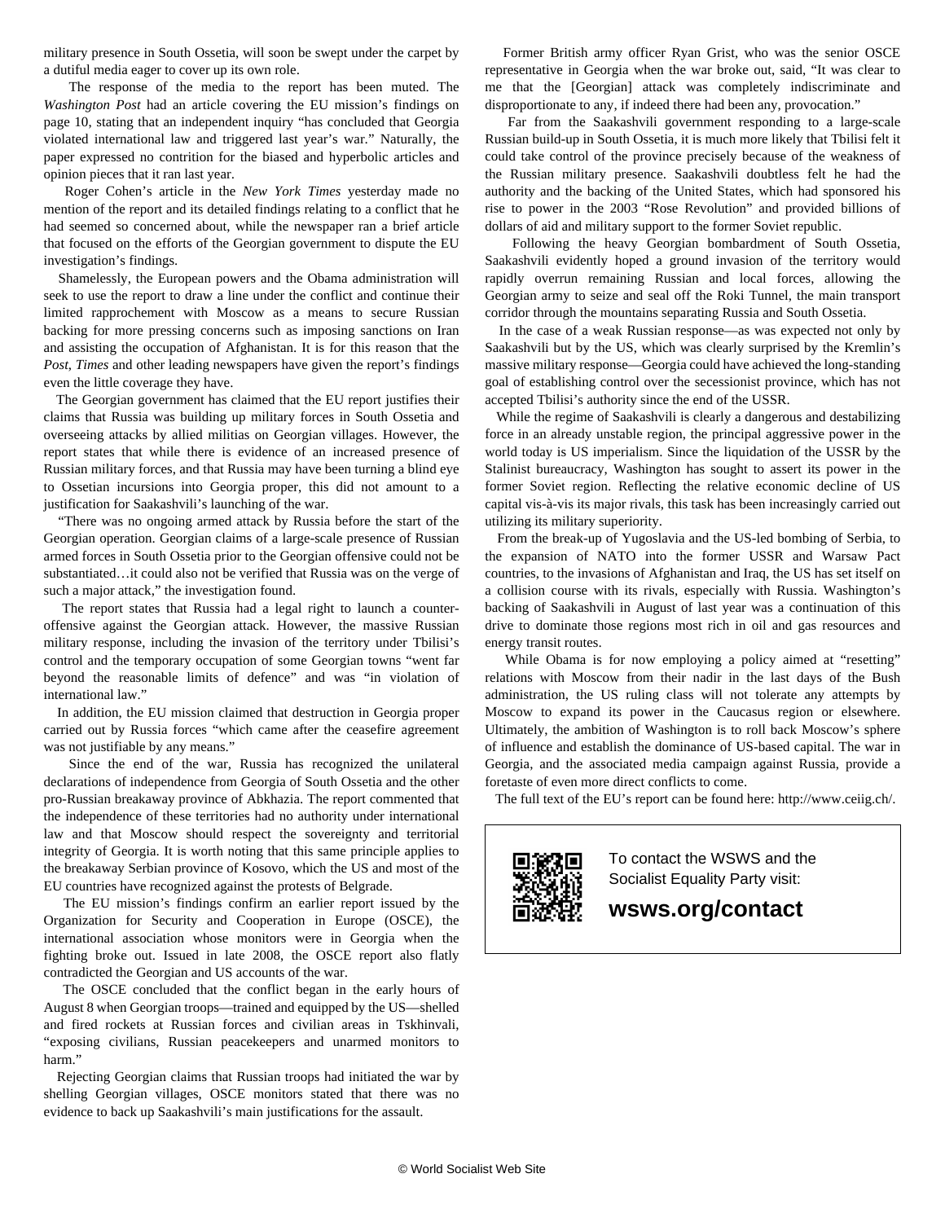military presence in South Ossetia, will soon be swept under the carpet by a dutiful media eager to cover up its own role.

The response of the media to the report has been muted. The *Washington Post* had an article covering the EU mission's findings on page 10, stating that an independent inquiry "has concluded that Georgia violated international law and triggered last year's war." Naturally, the paper expressed no contrition for the biased and hyperbolic articles and opinion pieces that it ran last year.

Roger Cohen's article in the *New York Times* yesterday made no mention of the report and its detailed findings relating to a conflict that he had seemed so concerned about, while the newspaper ran a brief article that focused on the efforts of the Georgian government to dispute the EU investigation's findings.

Shamelessly, the European powers and the Obama administration will seek to use the report to draw a line under the conflict and continue their limited rapprochement with Moscow as a means to secure Russian backing for more pressing concerns such as imposing sanctions on Iran and assisting the occupation of Afghanistan. It is for this reason that the *Post*, *Times* and other leading newspapers have given the report's findings even the little coverage they have.

The Georgian government has claimed that the EU report justifies their claims that Russia was building up military forces in South Ossetia and overseeing attacks by allied militias on Georgian villages. However, the report states that while there is evidence of an increased presence of Russian military forces, and that Russia may have been turning a blind eye to Ossetian incursions into Georgia proper, this did not amount to a justification for Saakashvili's launching of the war.

"There was no ongoing armed attack by Russia before the start of the Georgian operation. Georgian claims of a large-scale presence of Russian armed forces in South Ossetia prior to the Georgian offensive could not be substantiated…it could also not be verified that Russia was on the verge of such a major attack," the investigation found.

The report states that Russia had a legal right to launch a counter-offensive against the Georgian attack. However, the massive Russian military response, including the invasion of the territory under Tbilisi's control and the temporary occupation of some Georgian towns "went far beyond the reasonable limits of defence" and was "in violation of international law."

In addition, the EU mission claimed that destruction in Georgia proper carried out by Russia forces "which came after the ceasefire agreement was not justifiable by any means."

Since the end of the war, Russia has recognized the unilateral declarations of independence from Georgia of South Ossetia and the other pro-Russian breakaway province of Abkhazia. The report commented that the independence of these territories had no authority under international law and that Moscow should respect the sovereignty and territorial integrity of Georgia. It is worth noting that this same principle applies to the breakaway Serbian province of Kosovo, which the US and most of the EU countries have recognized against the protests of Belgrade.

The EU mission's findings confirm an earlier report issued by the Organization for Security and Cooperation in Europe (OSCE), the international association whose monitors were in Georgia when the fighting broke out. Issued in late 2008, the OSCE report also flatly contradicted the Georgian and US accounts of the war.

The OSCE concluded that the conflict began in the early hours of August 8 when Georgian troops—trained and equipped by the US—shelled and fired rockets at Russian forces and civilian areas in Tskhinvali, "exposing civilians, Russian peacekeepers and unarmed monitors to harm."

Rejecting Georgian claims that Russian troops had initiated the war by shelling Georgian villages, OSCE monitors stated that there was no evidence to back up Saakashvili's main justifications for the assault.

Former British army officer Ryan Grist, who was the senior OSCE representative in Georgia when the war broke out, said, "It was clear to me that the [Georgian] attack was completely indiscriminate and disproportionate to any, if indeed there had been any, provocation."

Far from the Saakashvili government responding to a large-scale Russian build-up in South Ossetia, it is much more likely that Tbilisi felt it could take control of the province precisely because of the weakness of the Russian military presence. Saakashvili doubtless felt he had the authority and the backing of the United States, which had sponsored his rise to power in the 2003 "Rose Revolution" and provided billions of dollars of aid and military support to the former Soviet republic.

Following the heavy Georgian bombardment of South Ossetia, Saakashvili evidently hoped a ground invasion of the territory would rapidly overrun remaining Russian and local forces, allowing the Georgian army to seize and seal off the Roki Tunnel, the main transport corridor through the mountains separating Russia and South Ossetia.

In the case of a weak Russian response—as was expected not only by Saakashvili but by the US, which was clearly surprised by the Kremlin's massive military response—Georgia could have achieved the long-standing goal of establishing control over the secessionist province, which has not accepted Tbilisi's authority since the end of the USSR.

While the regime of Saakashvili is clearly a dangerous and destabilizing force in an already unstable region, the principal aggressive power in the world today is US imperialism. Since the liquidation of the USSR by the Stalinist bureaucracy, Washington has sought to assert its power in the former Soviet region. Reflecting the relative economic decline of US capital vis-à-vis its major rivals, this task has been increasingly carried out utilizing its military superiority.

From the break-up of Yugoslavia and the US-led bombing of Serbia, to the expansion of NATO into the former USSR and Warsaw Pact countries, to the invasions of Afghanistan and Iraq, the US has set itself on a collision course with its rivals, especially with Russia. Washington's backing of Saakashvili in August of last year was a continuation of this drive to dominate those regions most rich in oil and gas resources and energy transit routes.

While Obama is for now employing a policy aimed at "resetting" relations with Moscow from their nadir in the last days of the Bush administration, the US ruling class will not tolerate any attempts by Moscow to expand its power in the Caucasus region or elsewhere. Ultimately, the ambition of Washington is to roll back Moscow's sphere of influence and establish the dominance of US-based capital. The war in Georgia, and the associated media campaign against Russia, provide a foretaste of even more direct conflicts to come.

The full text of the EU's report can be found here: http://www.ceiig.ch/.

To contact the WSWS and the Socialist Equality Party visit:

**wsws.org/contact**